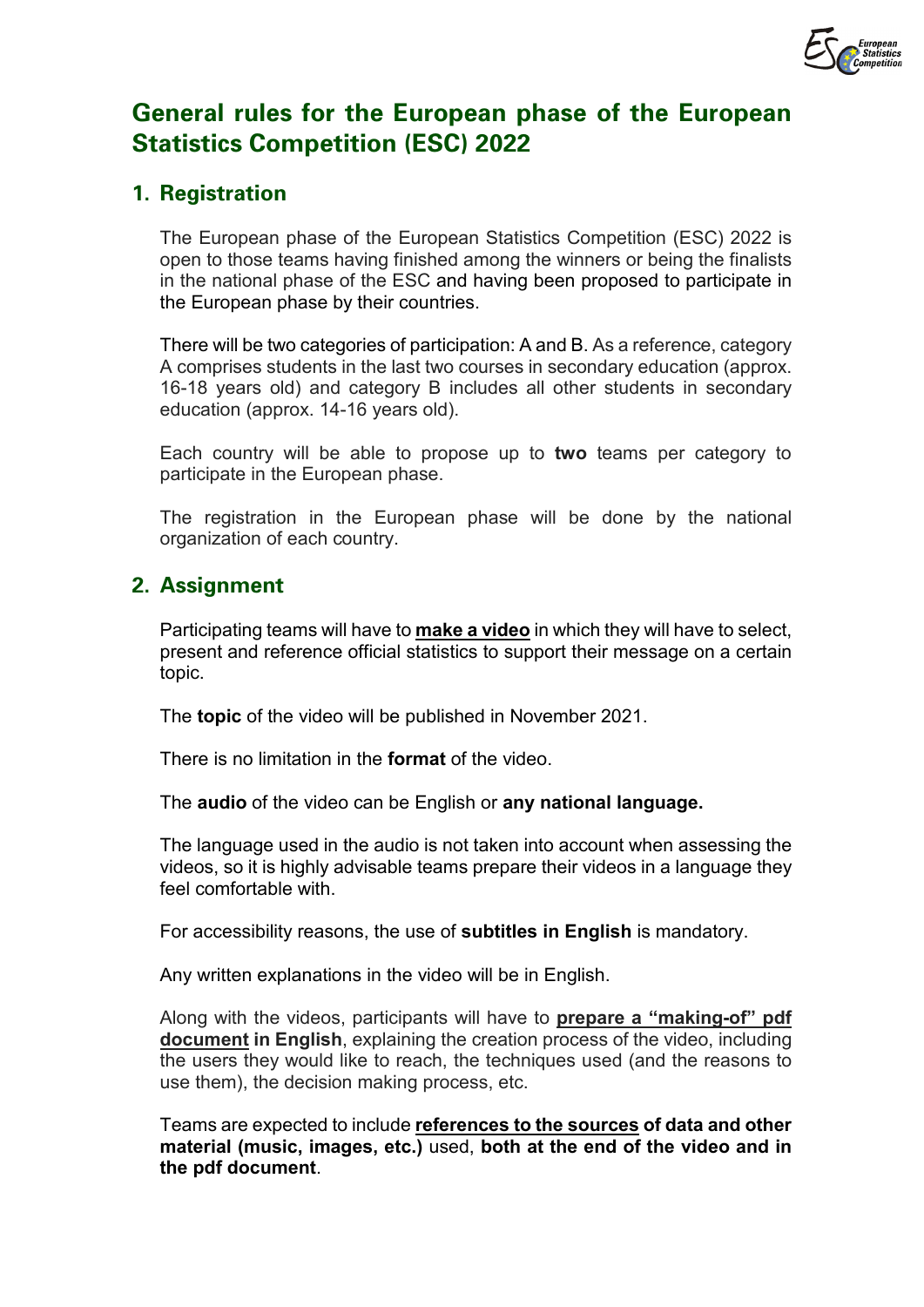# General rules for the European phase of the European Statistics Competition (ESC) 2022

## 1. Registration

The European phase of the European Statistics Competition (ESC) 2022 is open to those teams having finished among the winners or being the finalists in the national phase of the ESC and having been proposed to participate in the European phase by their countries.

There will be two categories of participation: A and B. As a reference, category A comprises students in the last two courses in secondary education (approx. 16-18 years old) and category B includes all other students in secondary education (approx. 14-16 years old).

Each country will be able to propose up to **two** teams per category to participate in the European phase.

The registration in the European phase will be done by the national organization of each country.

## 2. Assignment

Participating teams will have to **make a video** in which they will have to select, present and reference official statistics to support their message on a certain topic.

The **topic** of the video will be published in November 2021.

There is no limitation in the **format** of the video.

The **audio** of the video can be English or **any national language.**

The language used in the audio is not taken into account when assessing the videos, so it is highly advisable teams prepare their videos in a language they feel comfortable with.

For accessibility reasons, the use of **subtitles in English** is mandatory.

Any written explanations in the video will be in English.

Along with the videos, participants will have to **prepare a "making-of" pdf document in English**, explaining the creation process of the video, including the users they would like to reach, the techniques used (and the reasons to use them), the decision making process, etc.

Teams are expected to include **references to the sources of data and other material (music, images, etc.)** used, **both at the end of the video and in the pdf document**.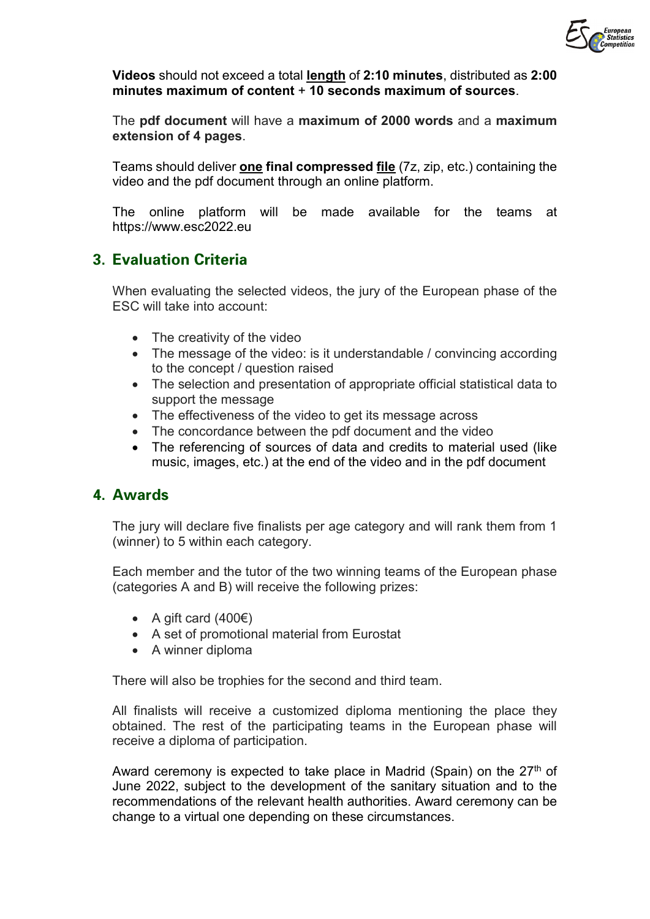**Videos** should not exceed a total **length** of **2:10 minutes**, distributed as **2:00 minutes maximum of content** + **10 seconds maximum of sources**.

The **pdf document** will have a **maximum of 2000 words** and a **maximum extension of 4 pages**.

Teams should deliver **one final compressed file** (7z, zip, etc.) containing the video and the pdf document through an online platform.

The online platform will be made available for the teams at https://www.esc2022.eu

## 3. Evaluation Criteria

When evaluating the selected videos, the jury of the European phase of the ESC will take into account:

- The creativity of the video
- The message of the video: is it understandable / convincing according to the concept / question raised
- The selection and presentation of appropriate official statistical data to support the message
- The effectiveness of the video to get its message across
- The concordance between the pdf document and the video
- The referencing of sources of data and credits to material used (like music, images, etc.) at the end of the video and in the pdf document

## 4. Awards

The jury will declare five finalists per age category and will rank them from 1 (winner) to 5 within each category.

Each member and the tutor of the two winning teams of the European phase (categories A and B) will receive the following prizes:

- A gift card (400€)
- A set of promotional material from Eurostat
- A winner diploma

There will also be trophies for the second and third team.

All finalists will receive a customized diploma mentioning the place they obtained. The rest of the participating teams in the European phase will receive a diploma of participation.

Award ceremony is expected to take place in Madrid (Spain) on the 27th of June 2022, subject to the development of the sanitary situation and to the recommendations of the relevant health authorities. Award ceremony can be change to a virtual one depending on these circumstances.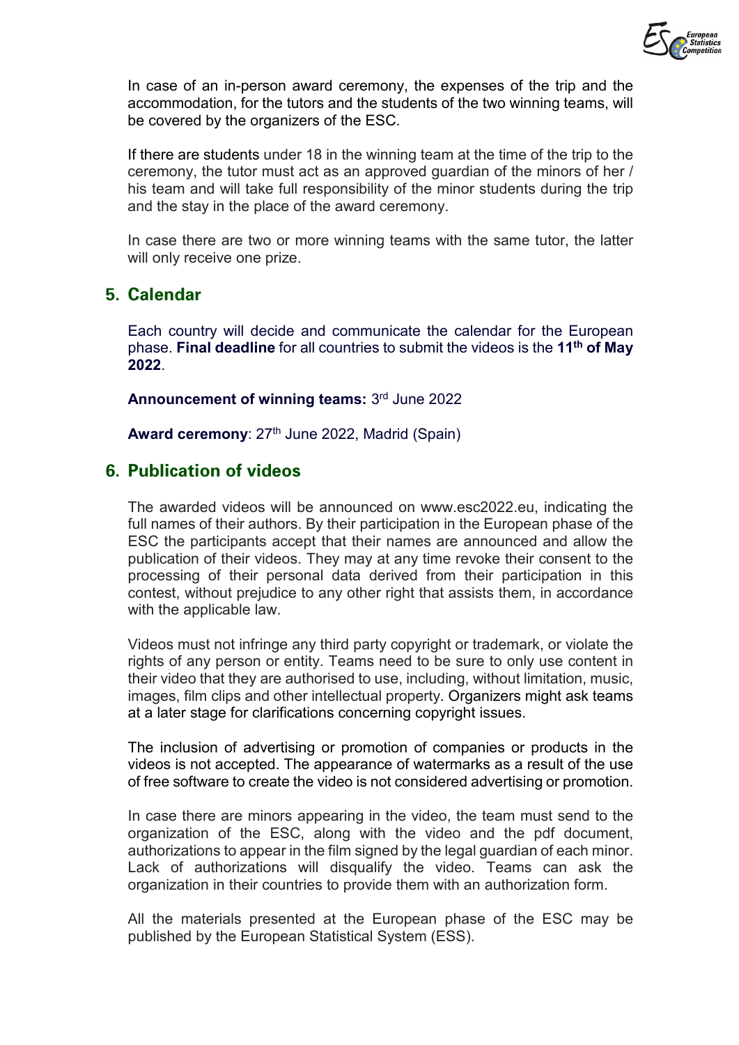In case of an in-person award ceremony, the expenses of the trip and the accommodation, for the tutors and the students of the two winning teams, will be covered by the organizers of the ESC.

If there are students under 18 in the winning team at the time of the trip to the ceremony, the tutor must act as an approved guardian of the minors of her / his team and will take full responsibility of the minor students during the trip and the stay in the place of the award ceremony.

In case there are two or more winning teams with the same tutor, the latter will only receive one prize.

## 5. Calendar

Each country will decide and communicate the calendar for the European phase. **Final deadline** for all countries to submit the videos is the **11th of May 2022**.

**Announcement of winning teams:** 3rd June 2022

**Award ceremony**: 27th June 2022, Madrid (Spain)

## 6. Publication of videos

The awarded videos will be announced on www.esc2022.eu, indicating the full names of their authors. By their participation in the European phase of the ESC the participants accept that their names are announced and allow the publication of their videos. They may at any time revoke their consent to the processing of their personal data derived from their participation in this contest, without prejudice to any other right that assists them, in accordance with the applicable law.

Videos must not infringe any third party copyright or trademark, or violate the rights of any person or entity. Teams need to be sure to only use content in their video that they are authorised to use, including, without limitation, music, images, film clips and other intellectual property. Organizers might ask teams at a later stage for clarifications concerning copyright issues.

The inclusion of advertising or promotion of companies or products in the videos is not accepted. The appearance of watermarks as a result of the use of free software to create the video is not considered advertising or promotion.

In case there are minors appearing in the video, the team must send to the organization of the ESC, along with the video and the pdf document, authorizations to appear in the film signed by the legal guardian of each minor. Lack of authorizations will disqualify the video. Teams can ask the organization in their countries to provide them with an authorization form.

All the materials presented at the European phase of the ESC may be published by the European Statistical System (ESS).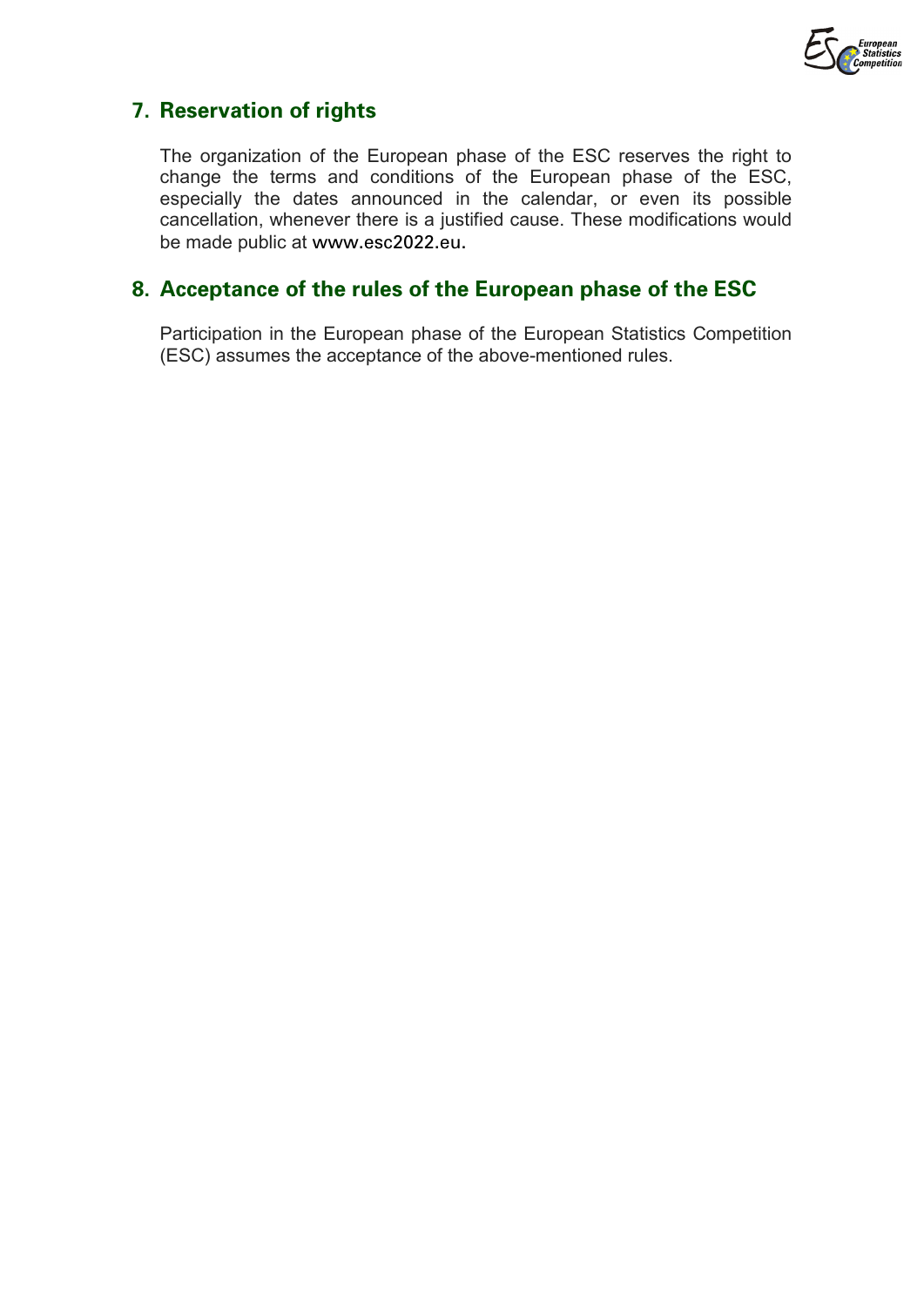## 7. Reservation of rights

The organization of the European phase of the ESC reserves the right to change the terms and conditions of the European phase of the ESC, especially the dates announced in the calendar, or even its possible cancellation, whenever there is a justified cause. These modifications would be made public at www.esc2022.eu.

## 8. Acceptance of the rules of the European phase of the ESC

Participation in the European phase of the European Statistics Competition (ESC) assumes the acceptance of the above-mentioned rules.